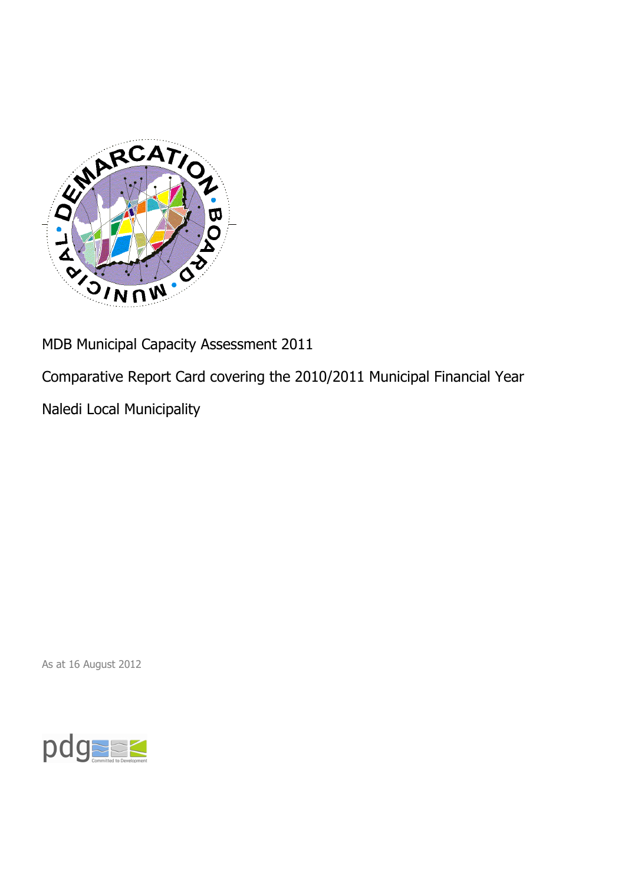MDB Municipal Capacity Assessment 2011

Comparative Report Card covering the 2010/2011 Municipal Financial Year

Naledi Local Municipality

As at 16 August 2012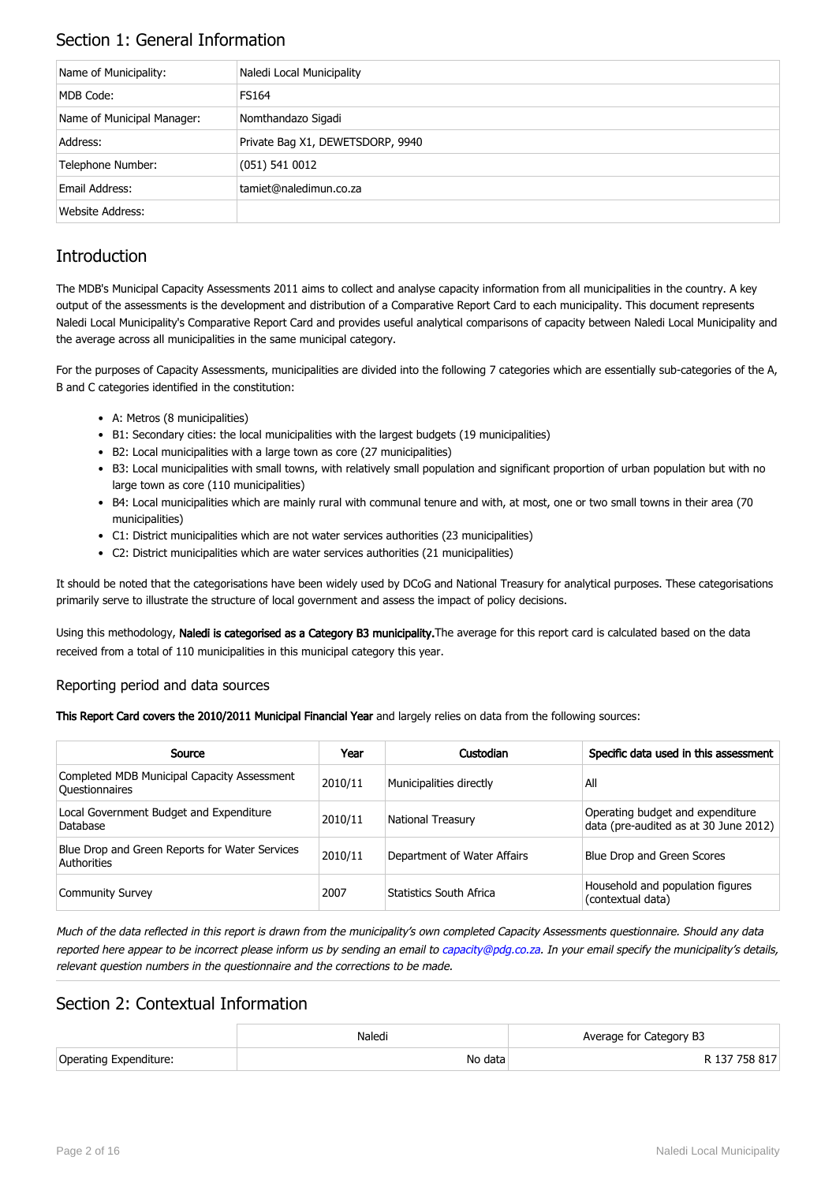## Section 1: General Information

| | |
|---|---|
| Name of Municipality: | Naledi Local Municipality |
| MDB Code: | FS164 |
| Name of Municipal Manager: | Nomthandazo Sigadi |
| Address: | Private Bag X1, DEWETSDORP, 9940 |
| Telephone Number: | (051) 541 0012 |
| Email Address: | tamiet@naledimun.co.za |
| Website Address: | |

## Introduction

The MDB's Municipal Capacity Assessments 2011 aims to collect and analyse capacity information from all municipalities in the country. A key output of the assessments is the development and distribution of a Comparative Report Card to each municipality. This document represents Naledi Local Municipality's Comparative Report Card and provides useful analytical comparisons of capacity between Naledi Local Municipality and the average across all municipalities in the same municipal category.

For the purposes of Capacity Assessments, municipalities are divided into the following 7 categories which are essentially sub-categories of the A, B and C categories identified in the constitution:

- A: Metros (8 municipalities)
- B1: Secondary cities: the local municipalities with the largest budgets (19 municipalities)
- B2: Local municipalities with a large town as core (27 municipalities)
- B3: Local municipalities with small towns, with relatively small population and significant proportion of urban population but with no large town as core (110 municipalities)
- B4: Local municipalities which are mainly rural with communal tenure and with, at most, one or two small towns in their area (70 municipalities)
- C1: District municipalities which are not water services authorities (23 municipalities)
- C2: District municipalities which are water services authorities (21 municipalities)

It should be noted that the categorisations have been widely used by DCoG and National Treasury for analytical purposes. These categorisations primarily serve to illustrate the structure of local government and assess the impact of policy decisions.

Using this methodology, **Naledi is categorised as a Category B3 municipality.** The average for this report card is calculated based on the data received from a total of 110 municipalities in this municipal category this year.

### Reporting period and data sources

**This Report Card covers the 2010/2011 Municipal Financial Year** and largely relies on data from the following sources:

| Source | Year | Custodian | Specific data used in this assessment |
|---|---|---|---|
| Completed MDB Municipal Capacity Assessment Questionnaires | 2010/11 | Municipalities directly | All |
| Local Government Budget and Expenditure Database | 2010/11 | National Treasury | Operating budget and expenditure data (pre-audited as at 30 June 2012) |
| Blue Drop and Green Reports for Water Services Authorities | 2010/11 | Department of Water Affairs | Blue Drop and Green Scores |
| Community Survey | 2007 | Statistics South Africa | Household and population figures (contextual data) |

*Much of the data reflected in this report is drawn from the municipality's own completed Capacity Assessments questionnaire. Should any data reported here appear to be incorrect please inform us by sending an email to capacity@pdg.co.za. In your email specify the municipality's details, relevant question numbers in the questionnaire and the corrections to be made.*

## Section 2: Contextual Information

| | Naledi | Average for Category B3 |
|---|---|---|
| Operating Expenditure: | No data | R 137 758 817 |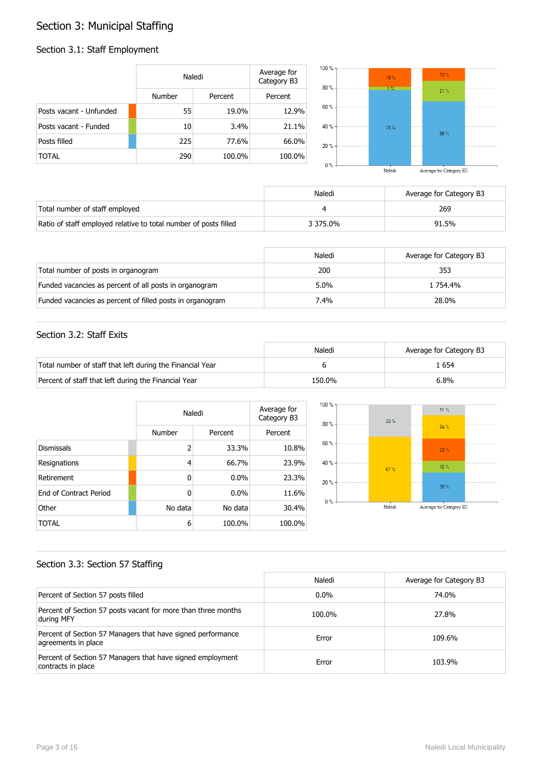# Section 3: Municipal Staffing

## Section 3.1: Staff Employment

| | Naledi | | Average for Category B3 |
|---|---|---|---|
| | Number | Percent | Percent |
| Posts vacant - Unfunded | 55 | 19.0% | 12.9% |
| Posts vacant - Funded | 10 | 3.4% | 21.1% |
| Posts filled | 225 | 77.6% | 66.0% |
| TOTAL | 290 | 100.0% | 100.0% |

| | Naledi | Average for Category B3 |
|---|---|---|
| Total number of staff employed | 4 | 269 |
| Ratio of staff employed relative to total number of posts filled | 3 375.0% | 91.5% |

| | Naledi | Average for Category B3 |
|---|---|---|
| Total number of posts in organogram | 200 | 353 |
| Funded vacancies as percent of all posts in organogram | 5.0% | 1 754.4% |
| Funded vacancies as percent of filled posts in organogram | 7.4% | 28.0% |

## Section 3.2: Staff Exits

| | Naledi | Average for Category B3 |
|---|---|---|
| Total number of staff that left during the Financial Year | 6 | 1 654 |
| Percent of staff that left during the Financial Year | 150.0% | 6.8% |

| | Naledi | | Average for Category B3 |
|---|---|---|---|
| | Number | Percent | Percent |
| Dismissals | 2 | 33.3% | 10.8% |
| Resignations | 4 | 66.7% | 23.9% |
| Retirement | 0 | 0.0% | 23.3% |
| End of Contract Period | 0 | 0.0% | 11.6% |
| Other | No data | No data | 30.4% |
| TOTAL | 6 | 100.0% | 100.0% |

## Section 3.3: Section 57 Staffing

| | Naledi | Average for Category B3 |
|---|---|---|
| Percent of Section 57 posts filled | 0.0% | 74.0% |
| Percent of Section 57 posts vacant for more than three months during MFY | 100.0% | 27.8% |
| Percent of Section 57 Managers that have signed performance agreements in place | Error | 109.6% |
| Percent of Section 57 Managers that have signed employment contracts in place | Error | 103.9% |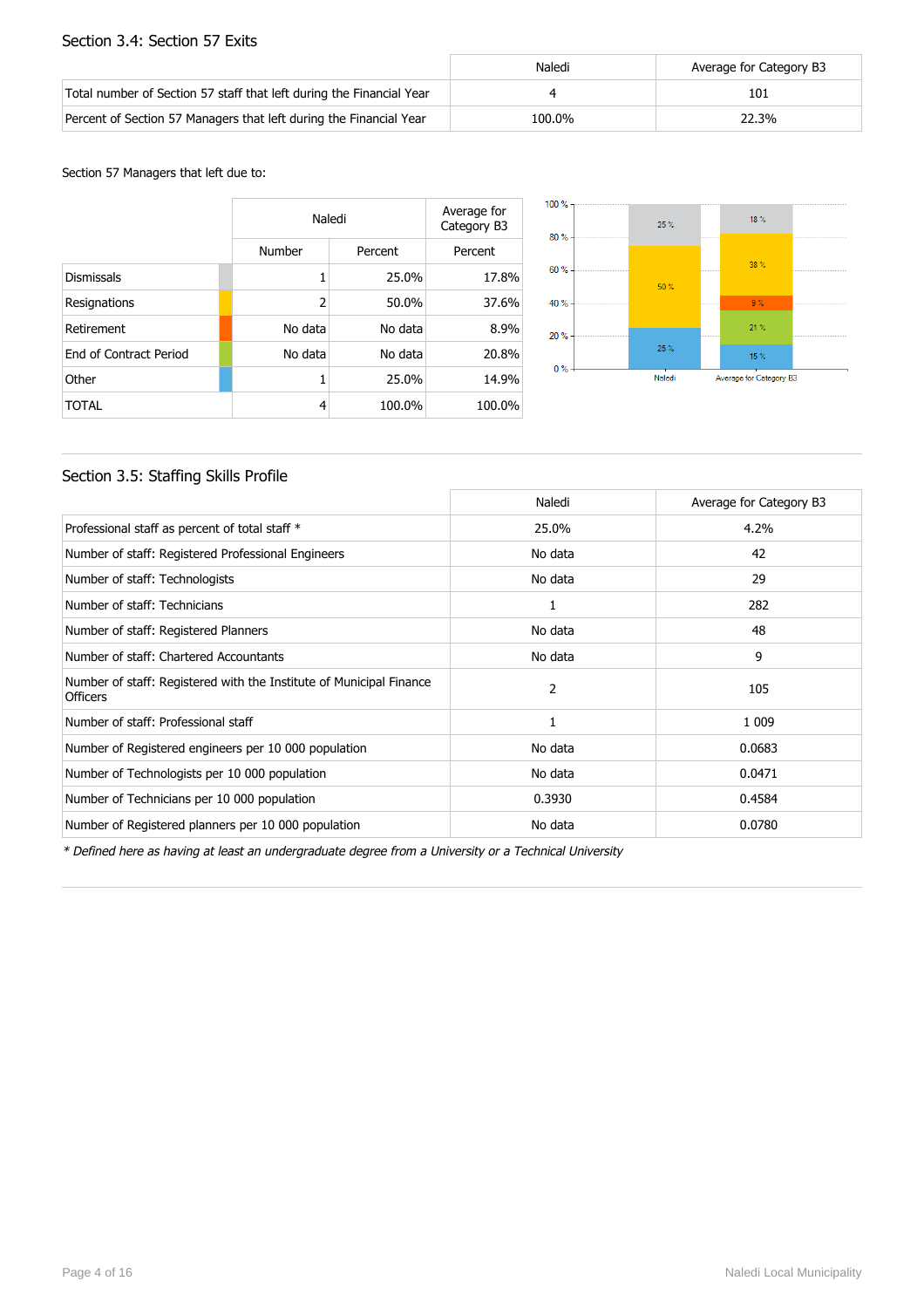## Section 3.4: Section 57 Exits

| | Naledi | Average for Category B3 |
|---|---|---|
| Total number of Section 57 staff that left during the Financial Year | 4 | 101 |
| Percent of Section 57 Managers that left during the Financial Year | 100.0% | 22.3% |

Section 57 Managers that left due to:

| | Naledi | | Average for Category B3 |
|---|---|---|---|
| | Number | Percent | Percent |
| Dismissals | 1 | 25.0% | 17.8% |
| Resignations | 2 | 50.0% | 37.6% |
| Retirement | No data | No data | 8.9% |
| End of Contract Period | No data | No data | 20.8% |
| Other | 1 | 25.0% | 14.9% |
| TOTAL | 4 | 100.0% | 100.0% |

## Section 3.5: Staffing Skills Profile

| | Naledi | Average for Category B3 |
|---|---|---|
| Professional staff as percent of total staff * | 25.0% | 4.2% |
| Number of staff: Registered Professional Engineers | No data | 42 |
| Number of staff: Technologists | No data | 29 |
| Number of staff: Technicians | 1 | 282 |
| Number of staff: Registered Planners | No data | 48 |
| Number of staff: Chartered Accountants | No data | 9 |
| Number of staff: Registered with the Institute of Municipal Finance Officers | 2 | 105 |
| Number of staff: Professional staff | 1 | 1 009 |
| Number of Registered engineers per 10 000 population | No data | 0.0683 |
| Number of Technologists per 10 000 population | No data | 0.0471 |
| Number of Technicians per 10 000 population | 0.3930 | 0.4584 |
| Number of Registered planners per 10 000 population | No data | 0.0780 |

*\* Defined here as having at least an undergraduate degree from a University or a Technical University*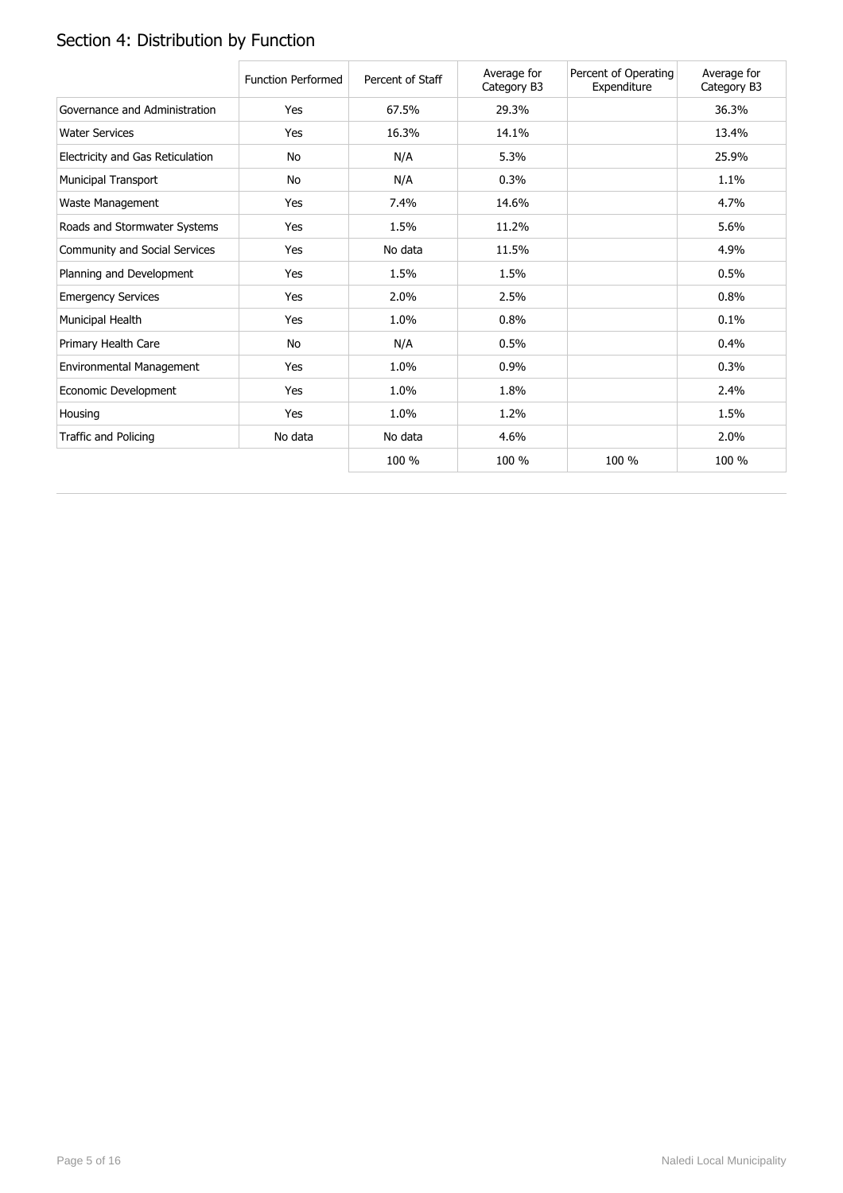## Section 4: Distribution by Function

| | Function Performed | Percent of Staff | Average for Category B3 | Percent of Operating Expenditure | Average for Category B3 |
|---|---|---|---|---|---|
| Governance and Administration | Yes | 67.5% | 29.3% | | 36.3% |
| Water Services | Yes | 16.3% | 14.1% | | 13.4% |
| Electricity and Gas Reticulation | No | N/A | 5.3% | | 25.9% |
| Municipal Transport | No | N/A | 0.3% | | 1.1% |
| Waste Management | Yes | 7.4% | 14.6% | | 4.7% |
| Roads and Stormwater Systems | Yes | 1.5% | 11.2% | | 5.6% |
| Community and Social Services | Yes | No data | 11.5% | | 4.9% |
| Planning and Development | Yes | 1.5% | 1.5% | | 0.5% |
| Emergency Services | Yes | 2.0% | 2.5% | | 0.8% |
| Municipal Health | Yes | 1.0% | 0.8% | | 0.1% |
| Primary Health Care | No | N/A | 0.5% | | 0.4% |
| Environmental Management | Yes | 1.0% | 0.9% | | 0.3% |
| Economic Development | Yes | 1.0% | 1.8% | | 2.4% |
| Housing | Yes | 1.0% | 1.2% | | 1.5% |
| Traffic and Policing | No data | No data | 4.6% | | 2.0% |
| | | 100 % | 100 % | 100 % | 100 % |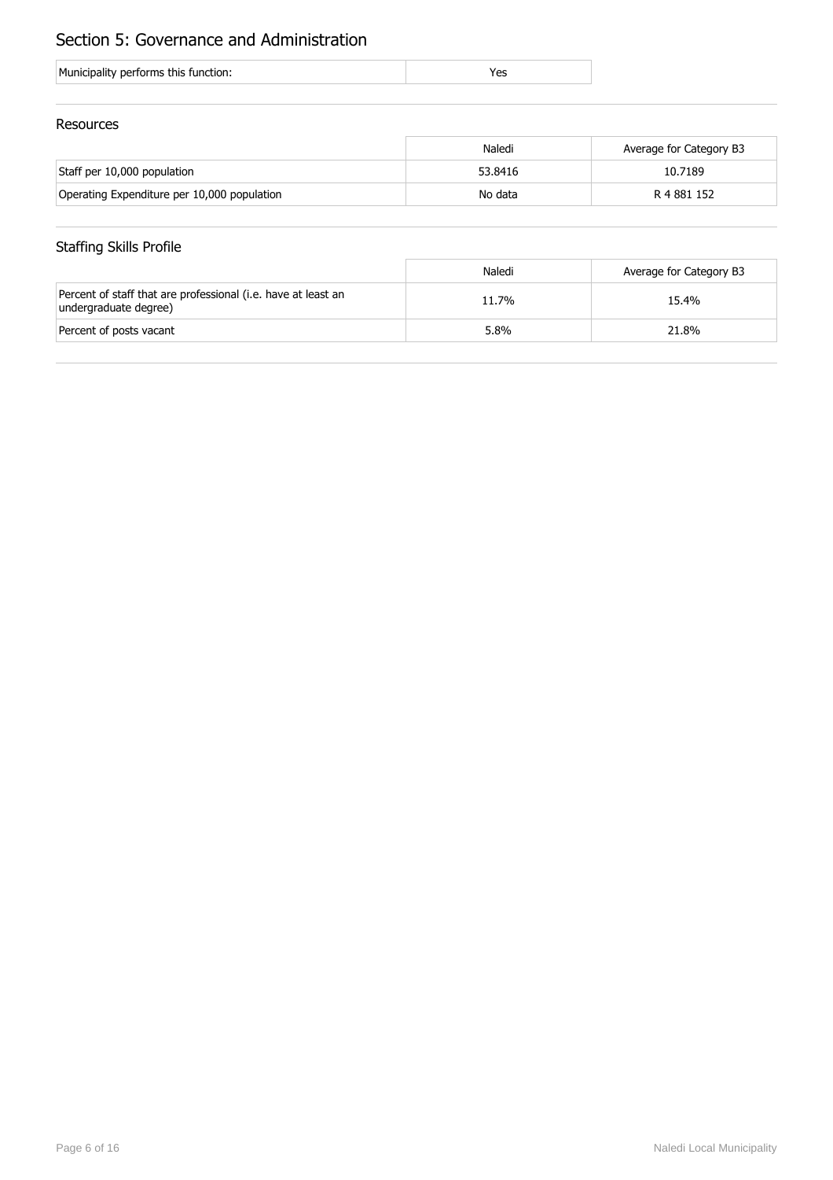# Section 5: Governance and Administration

| Municipality performs this function: | Yes |
|---|---|

## Resources

| | Naledi | Average for Category B3 |
|---|---|---|
| Staff per 10,000 population | 53.8416 | 10.7189 |
| Operating Expenditure per 10,000 population | No data | R 4 881 152 |

## Staffing Skills Profile

| | Naledi | Average for Category B3 |
|---|---|---|
| Percent of staff that are professional (i.e. have at least an undergraduate degree) | 11.7% | 15.4% |
| Percent of posts vacant | 5.8% | 21.8% |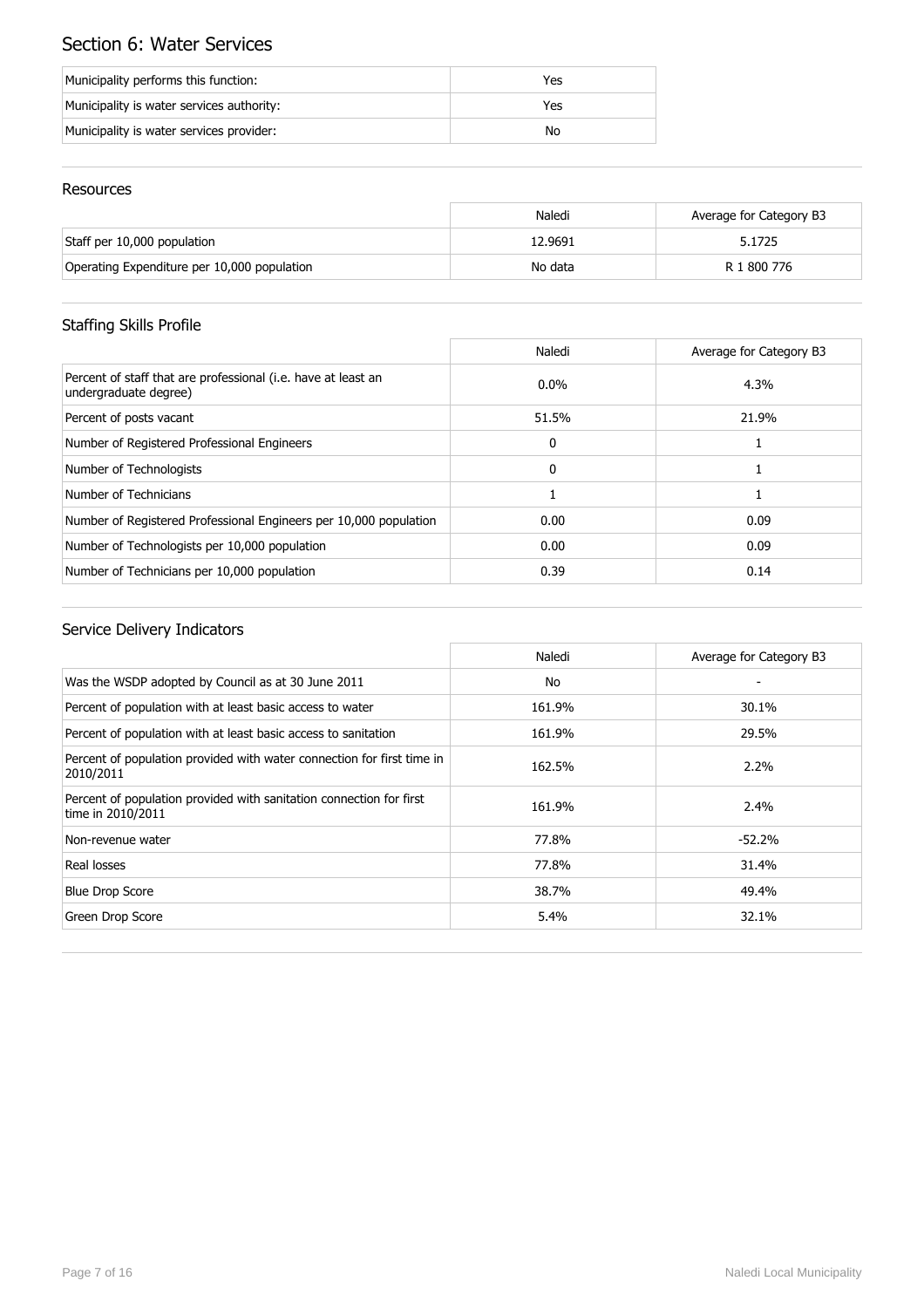# Section 6: Water Services

| Municipality performs this function: | Yes |
|---|---|
| Municipality is water services authority: | Yes |
| Municipality is water services provider: | No |

## Resources

| | Naledi | Average for Category B3 |
|---|---|---|
| Staff per 10,000 population | 12.9691 | 5.1725 |
| Operating Expenditure per 10,000 population | No data | R 1 800 776 |

## Staffing Skills Profile

| | Naledi | Average for Category B3 |
|---|---|---|
| Percent of staff that are professional (i.e. have at least an undergraduate degree) | 0.0% | 4.3% |
| Percent of posts vacant | 51.5% | 21.9% |
| Number of Registered Professional Engineers | 0 | 1 |
| Number of Technologists | 0 | 1 |
| Number of Technicians | 1 | 1 |
| Number of Registered Professional Engineers per 10,000 population | 0.00 | 0.09 |
| Number of Technologists per 10,000 population | 0.00 | 0.09 |
| Number of Technicians per 10,000 population | 0.39 | 0.14 |

## Service Delivery Indicators

| | Naledi | Average for Category B3 |
|---|---|---|
| Was the WSDP adopted by Council as at 30 June 2011 | No | - |
| Percent of population with at least basic access to water | 161.9% | 30.1% |
| Percent of population with at least basic access to sanitation | 161.9% | 29.5% |
| Percent of population provided with water connection for first time in 2010/2011 | 162.5% | 2.2% |
| Percent of population provided with sanitation connection for first time in 2010/2011 | 161.9% | 2.4% |
| Non-revenue water | 77.8% | -52.2% |
| Real losses | 77.8% | 31.4% |
| Blue Drop Score | 38.7% | 49.4% |
| Green Drop Score | 5.4% | 32.1% |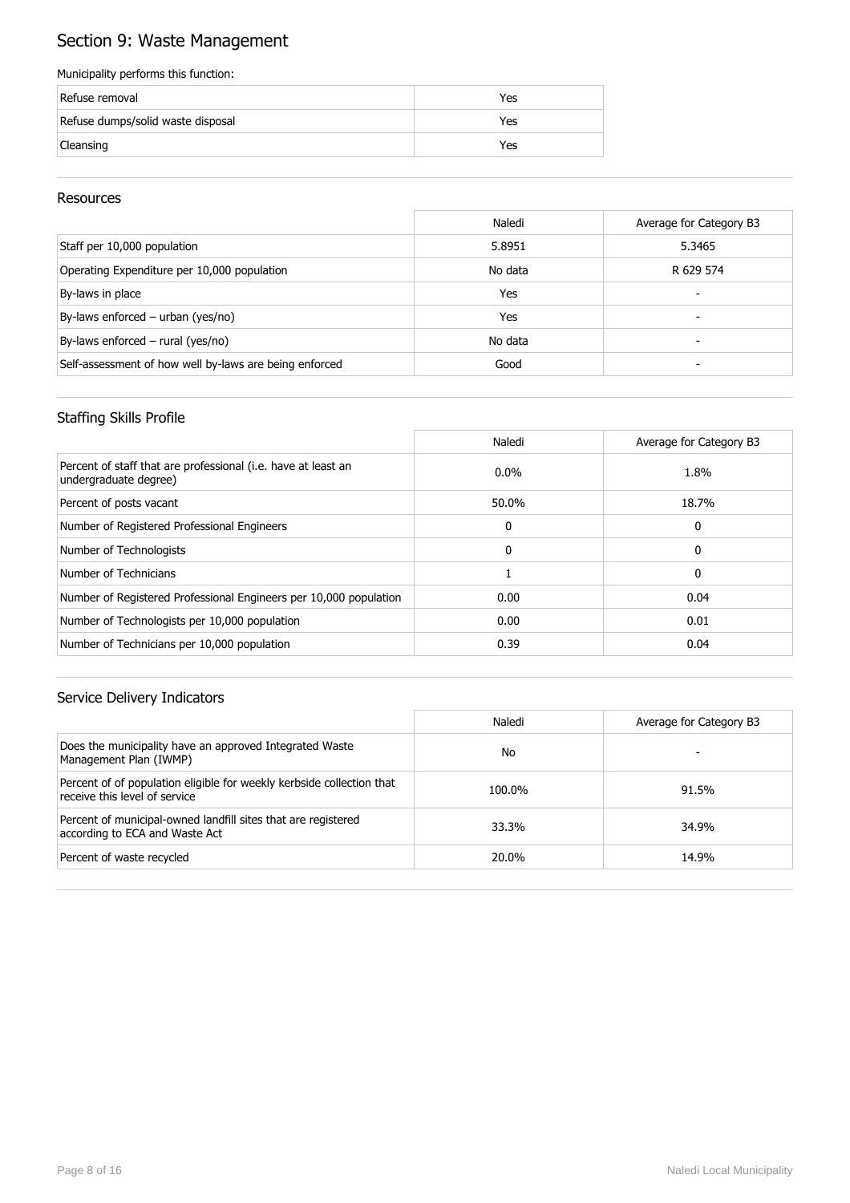# Section 9: Waste Management

Municipality performs this function:

| | |
|---|---|
| Refuse removal | Yes |
| Refuse dumps/solid waste disposal | Yes |
| Cleansing | Yes |

## Resources

| | Naledi | Average for Category B3 |
|---|---|---|
| Staff per 10,000 population | 5.8951 | 5.3465 |
| Operating Expenditure per 10,000 population | No data | R 629 574 |
| By-laws in place | Yes | - |
| By-laws enforced – urban (yes/no) | Yes | - |
| By-laws enforced – rural (yes/no) | No data | - |
| Self-assessment of how well by-laws are being enforced | Good | - |

## Staffing Skills Profile

| | Naledi | Average for Category B3 |
|---|---|---|
| Percent of staff that are professional (i.e. have at least an undergraduate degree) | 0.0% | 1.8% |
| Percent of posts vacant | 50.0% | 18.7% |
| Number of Registered Professional Engineers | 0 | 0 |
| Number of Technologists | 0 | 0 |
| Number of Technicians | 1 | 0 |
| Number of Registered Professional Engineers per 10,000 population | 0.00 | 0.04 |
| Number of Technologists per 10,000 population | 0.00 | 0.01 |
| Number of Technicians per 10,000 population | 0.39 | 0.04 |

## Service Delivery Indicators

| | Naledi | Average for Category B3 |
|---|---|---|
| Does the municipality have an approved Integrated Waste Management Plan (IWMP) | No | - |
| Percent of of population eligible for weekly kerbside collection that receive this level of service | 100.0% | 91.5% |
| Percent of municipal-owned landfill sites that are registered according to ECA and Waste Act | 33.3% | 34.9% |
| Percent of waste recycled | 20.0% | 14.9% |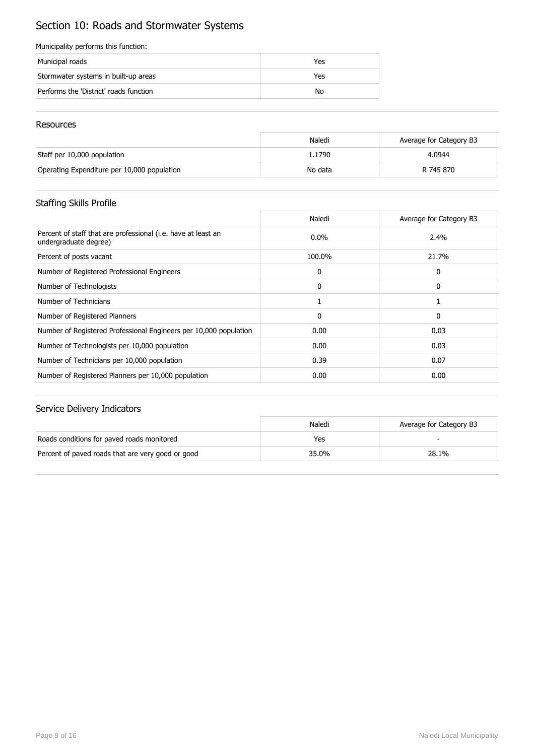# Section 10: Roads and Stormwater Systems

Municipality performs this function:

| | |
|---|---|
| Municipal roads | Yes |
| Stormwater systems in built-up areas | Yes |
| Performs the 'District' roads function | No |

## Resources

| | Naledi | Average for Category B3 |
|---|---|---|
| Staff per 10,000 population | 1.1790 | 4.0944 |
| Operating Expenditure per 10,000 population | No data | R 745 870 |

## Staffing Skills Profile

| | Naledi | Average for Category B3 |
|---|---|---|
| Percent of staff that are professional (i.e. have at least an undergraduate degree) | 0.0% | 2.4% |
| Percent of posts vacant | 100.0% | 21.7% |
| Number of Registered Professional Engineers | 0 | 0 |
| Number of Technologists | 0 | 0 |
| Number of Technicians | 1 | 1 |
| Number of Registered Planners | 0 | 0 |
| Number of Registered Professional Engineers per 10,000 population | 0.00 | 0.03 |
| Number of Technologists per 10,000 population | 0.00 | 0.03 |
| Number of Technicians per 10,000 population | 0.39 | 0.07 |
| Number of Registered Planners per 10,000 population | 0.00 | 0.00 |

## Service Delivery Indicators

| | Naledi | Average for Category B3 |
|---|---|---|
| Roads conditions for paved roads monitored | Yes | - |
| Percent of paved roads that are very good or good | 35.0% | 28.1% |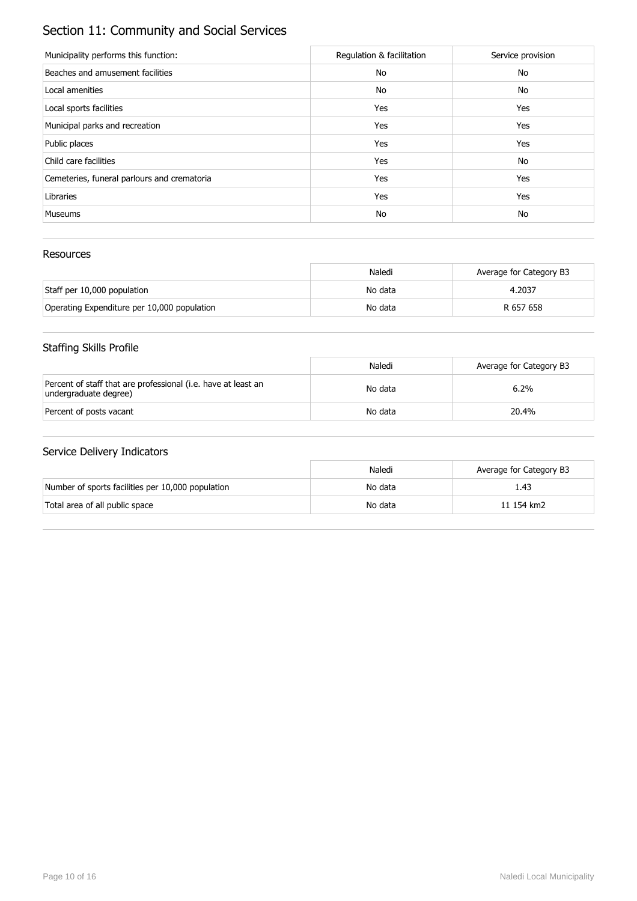# Section 11: Community and Social Services

| Municipality performs this function: | Regulation & facilitation | Service provision |
|---|---|---|
| Beaches and amusement facilities | No | No |
| Local amenities | No | No |
| Local sports facilities | Yes | Yes |
| Municipal parks and recreation | Yes | Yes |
| Public places | Yes | Yes |
| Child care facilities | Yes | No |
| Cemeteries, funeral parlours and crematoria | Yes | Yes |
| Libraries | Yes | Yes |
| Museums | No | No |

## Resources

| | Naledi | Average for Category B3 |
|---|---|---|
| Staff per 10,000 population | No data | 4.2037 |
| Operating Expenditure per 10,000 population | No data | R 657 658 |

## Staffing Skills Profile

| | Naledi | Average for Category B3 |
|---|---|---|
| Percent of staff that are professional (i.e. have at least an undergraduate degree) | No data | 6.2% |
| Percent of posts vacant | No data | 20.4% |

## Service Delivery Indicators

| | Naledi | Average for Category B3 |
|---|---|---|
| Number of sports facilities per 10,000 population | No data | 1.43 |
| Total area of all public space | No data | 11 154 km2 |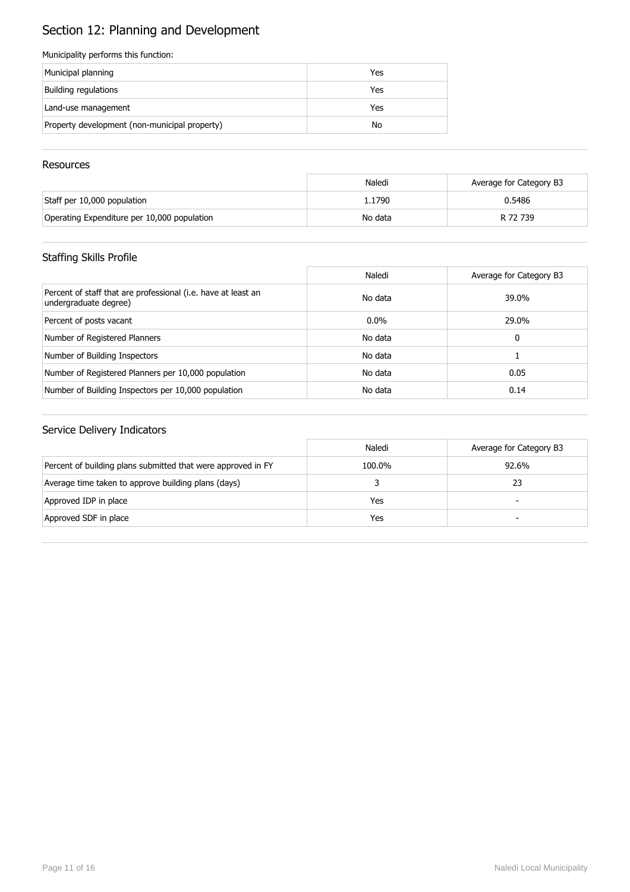# Section 12: Planning and Development

Municipality performs this function:

| | |
|---|---|
| Municipal planning | Yes |
| Building regulations | Yes |
| Land-use management | Yes |
| Property development (non-municipal property) | No |

## Resources

| | Naledi | Average for Category B3 |
|---|---|---|
| Staff per 10,000 population | 1.1790 | 0.5486 |
| Operating Expenditure per 10,000 population | No data | R 72 739 |

## Staffing Skills Profile

| | Naledi | Average for Category B3 |
|---|---|---|
| Percent of staff that are professional (i.e. have at least an undergraduate degree) | No data | 39.0% |
| Percent of posts vacant | 0.0% | 29.0% |
| Number of Registered Planners | No data | 0 |
| Number of Building Inspectors | No data | 1 |
| Number of Registered Planners per 10,000 population | No data | 0.05 |
| Number of Building Inspectors per 10,000 population | No data | 0.14 |

## Service Delivery Indicators

| | Naledi | Average for Category B3 |
|---|---|---|
| Percent of building plans submitted that were approved in FY | 100.0% | 92.6% |
| Average time taken to approve building plans (days) | 3 | 23 |
| Approved IDP in place | Yes | - |
| Approved SDF in place | Yes | - |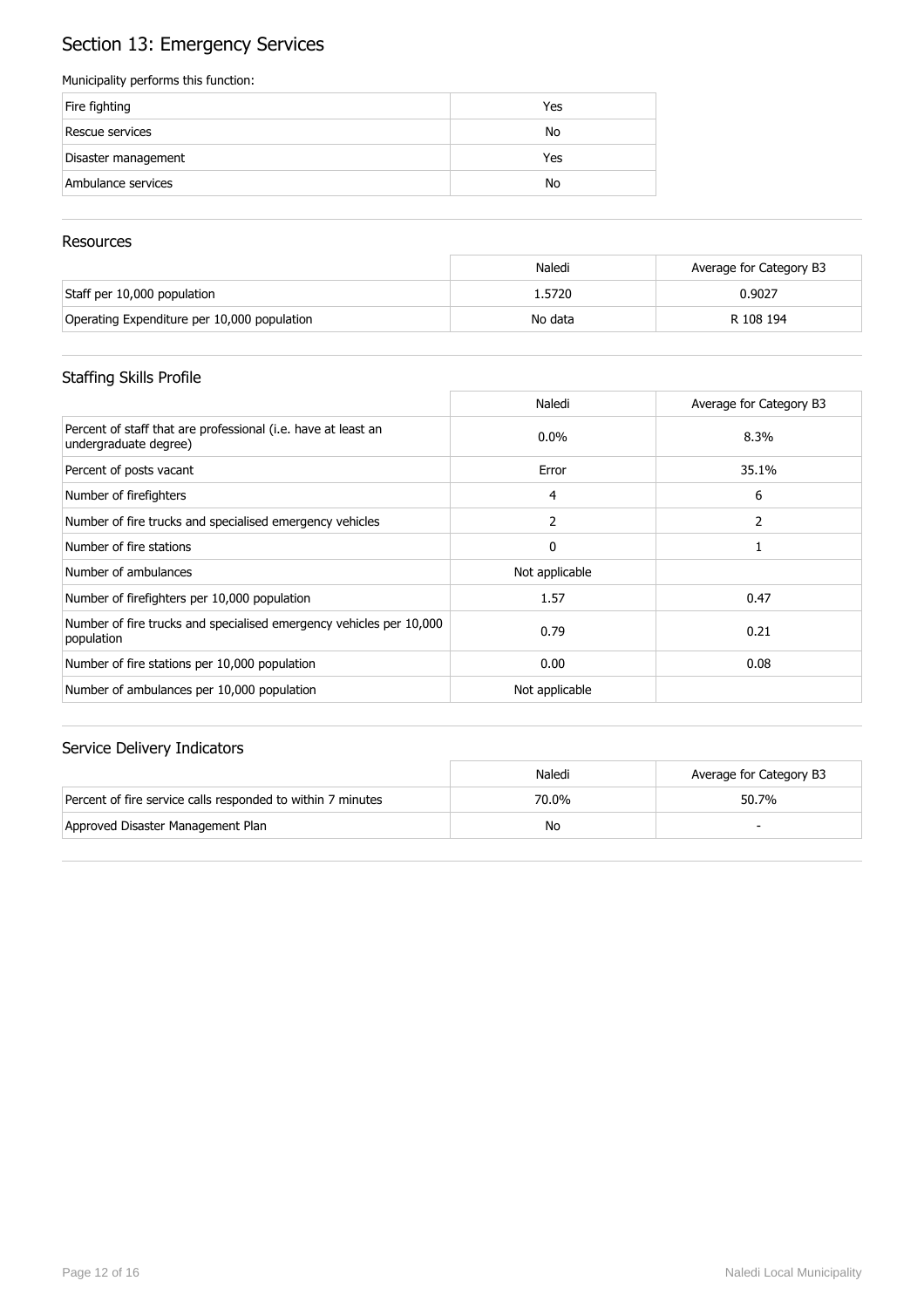# Section 13: Emergency Services

Municipality performs this function:

| | |
|---|---|
| Fire fighting | Yes |
| Rescue services | No |
| Disaster management | Yes |
| Ambulance services | No |

## Resources

| | Naledi | Average for Category B3 |
|---|---|---|
| Staff per 10,000 population | 1.5720 | 0.9027 |
| Operating Expenditure per 10,000 population | No data | R 108 194 |

## Staffing Skills Profile

| | Naledi | Average for Category B3 |
|---|---|---|
| Percent of staff that are professional (i.e. have at least an undergraduate degree) | 0.0% | 8.3% |
| Percent of posts vacant | Error | 35.1% |
| Number of firefighters | 4 | 6 |
| Number of fire trucks and specialised emergency vehicles | 2 | 2 |
| Number of fire stations | 0 | 1 |
| Number of ambulances | Not applicable | |
| Number of firefighters per 10,000 population | 1.57 | 0.47 |
| Number of fire trucks and specialised emergency vehicles per 10,000 population | 0.79 | 0.21 |
| Number of fire stations per 10,000 population | 0.00 | 0.08 |
| Number of ambulances per 10,000 population | Not applicable | |

## Service Delivery Indicators

| | Naledi | Average for Category B3 |
|---|---|---|
| Percent of fire service calls responded to within 7 minutes | 70.0% | 50.7% |
| Approved Disaster Management Plan | No | - |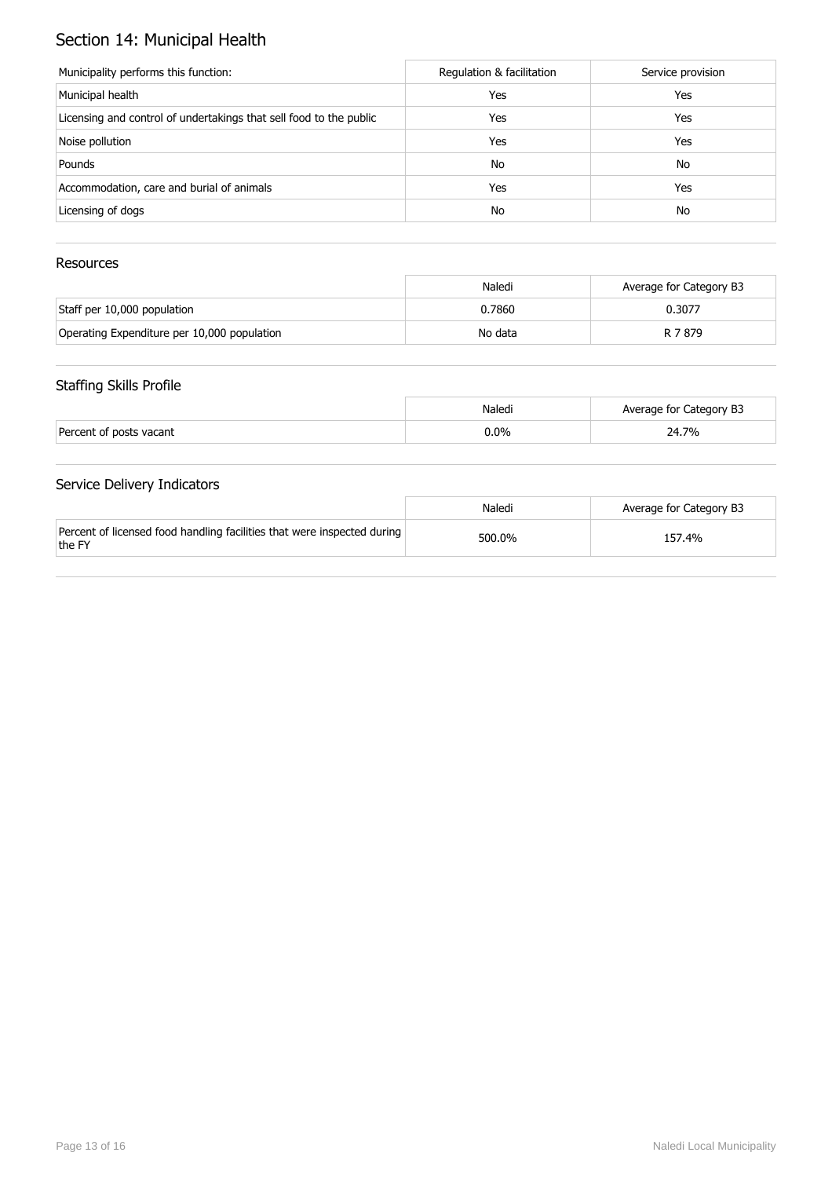# Section 14: Municipal Health

| Municipality performs this function: | Regulation & facilitation | Service provision |
|---|---|---|
| Municipal health | Yes | Yes |
| Licensing and control of undertakings that sell food to the public | Yes | Yes |
| Noise pollution | Yes | Yes |
| Pounds | No | No |
| Accommodation, care and burial of animals | Yes | Yes |
| Licensing of dogs | No | No |

## Resources

| | Naledi | Average for Category B3 |
|---|---|---|
| Staff per 10,000 population | 0.7860 | 0.3077 |
| Operating Expenditure per 10,000 population | No data | R 7 879 |

## Staffing Skills Profile

| | Naledi | Average for Category B3 |
|---|---|---|
| Percent of posts vacant | 0.0% | 24.7% |

## Service Delivery Indicators

| | Naledi | Average for Category B3 |
|---|---|---|
| Percent of licensed food handling facilities that were inspected during the FY | 500.0% | 157.4% |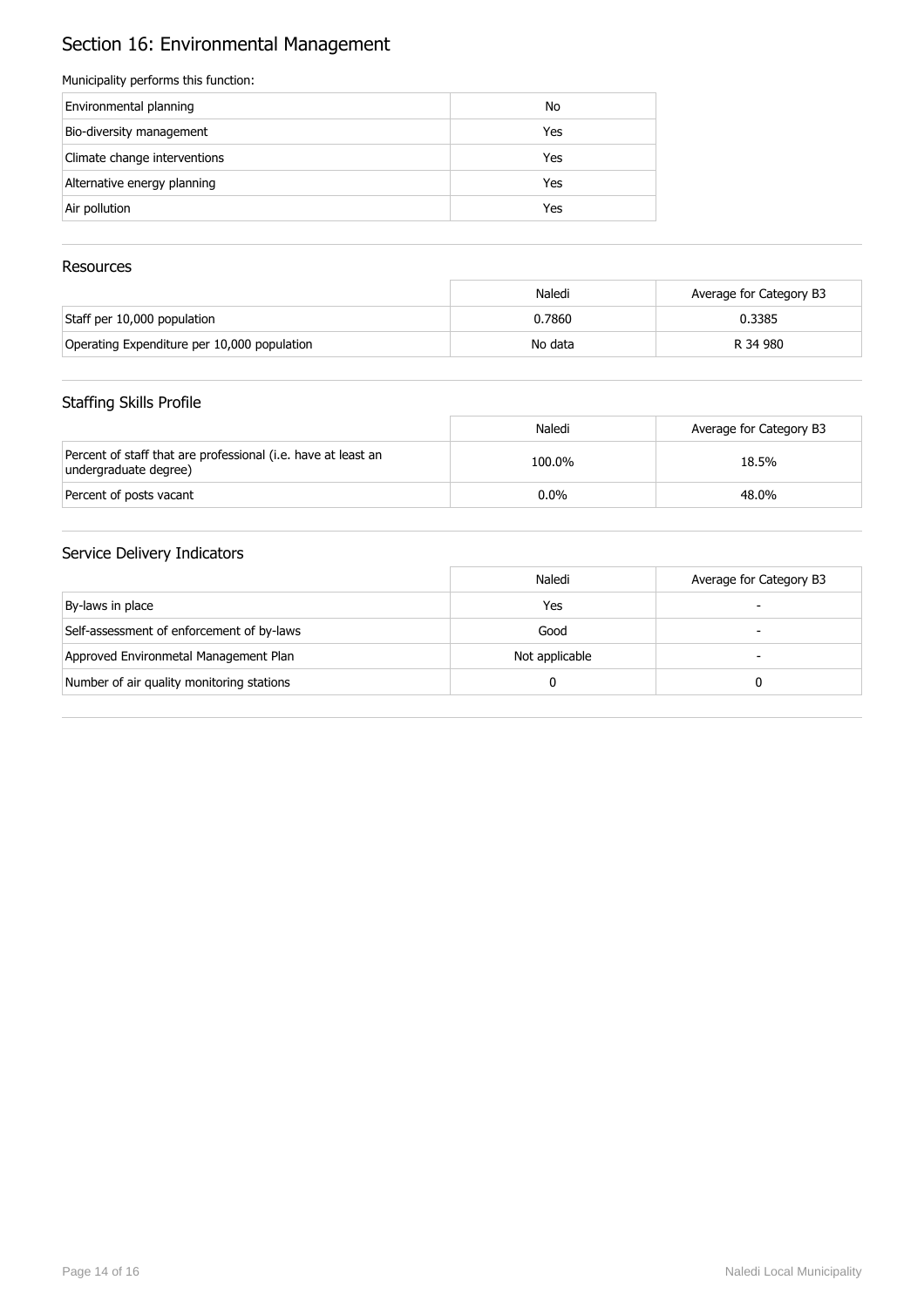# Section 16: Environmental Management

Municipality performs this function:

| | |
|---|---|
| Environmental planning | No |
| Bio-diversity management | Yes |
| Climate change interventions | Yes |
| Alternative energy planning | Yes |
| Air pollution | Yes |

## Resources

| | Naledi | Average for Category B3 |
|---|---|---|
| Staff per 10,000 population | 0.7860 | 0.3385 |
| Operating Expenditure per 10,000 population | No data | R 34 980 |

## Staffing Skills Profile

| | Naledi | Average for Category B3 |
|---|---|---|
| Percent of staff that are professional (i.e. have at least an undergraduate degree) | 100.0% | 18.5% |
| Percent of posts vacant | 0.0% | 48.0% |

## Service Delivery Indicators

| | Naledi | Average for Category B3 |
|---|---|---|
| By-laws in place | Yes | - |
| Self-assessment of enforcement of by-laws | Good | - |
| Approved Environmetal Management Plan | Not applicable | - |
| Number of air quality monitoring stations | 0 | 0 |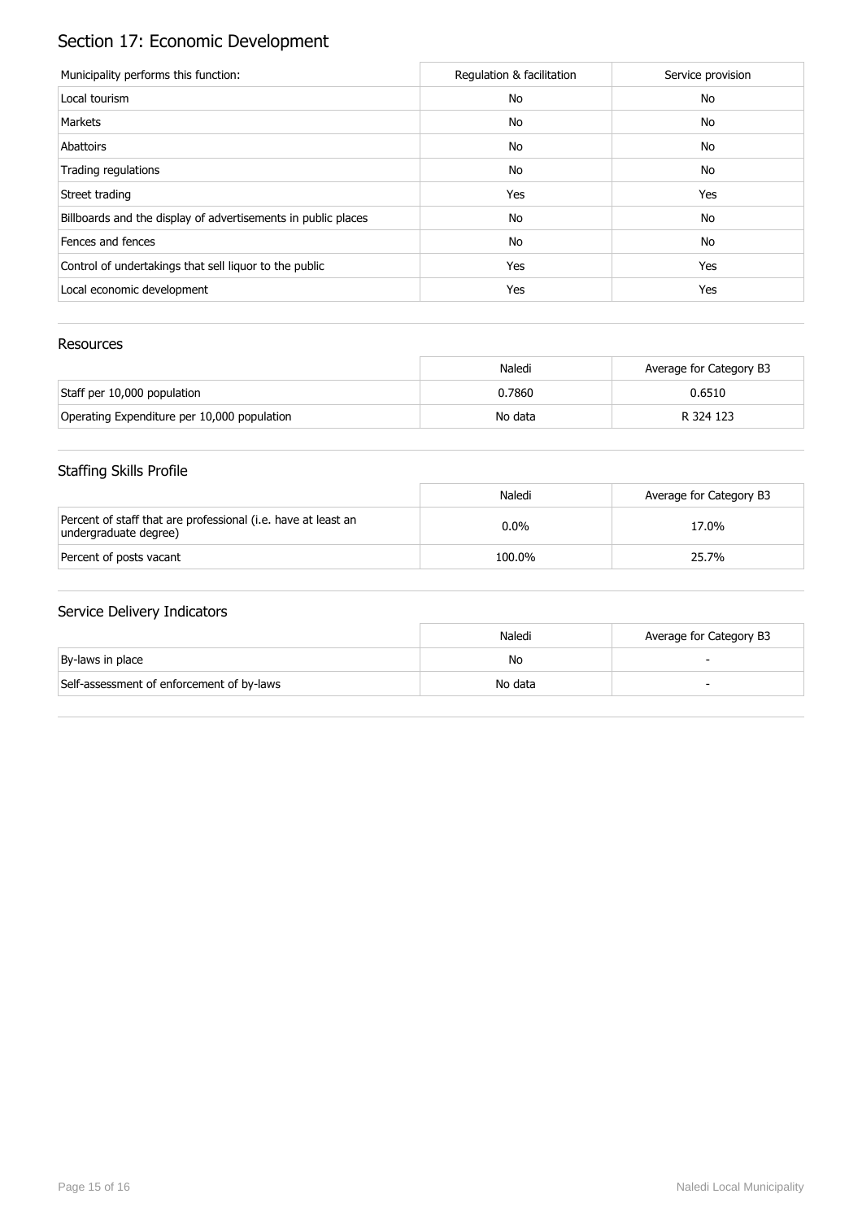## Section 17: Economic Development

| Municipality performs this function: | Regulation & facilitation | Service provision |
|---|---|---|
| Local tourism | No | No |
| Markets | No | No |
| Abattoirs | No | No |
| Trading regulations | No | No |
| Street trading | Yes | Yes |
| Billboards and the display of advertisements in public places | No | No |
| Fences and fences | No | No |
| Control of undertakings that sell liquor to the public | Yes | Yes |
| Local economic development | Yes | Yes |

### Resources

| | Naledi | Average for Category B3 |
|---|---|---|
| Staff per 10,000 population | 0.7860 | 0.6510 |
| Operating Expenditure per 10,000 population | No data | R 324 123 |

### Staffing Skills Profile

| | Naledi | Average for Category B3 |
|---|---|---|
| Percent of staff that are professional (i.e. have at least an undergraduate degree) | 0.0% | 17.0% |
| Percent of posts vacant | 100.0% | 25.7% |

### Service Delivery Indicators

| | Naledi | Average for Category B3 |
|---|---|---|
| By-laws in place | No | - |
| Self-assessment of enforcement of by-laws | No data | - |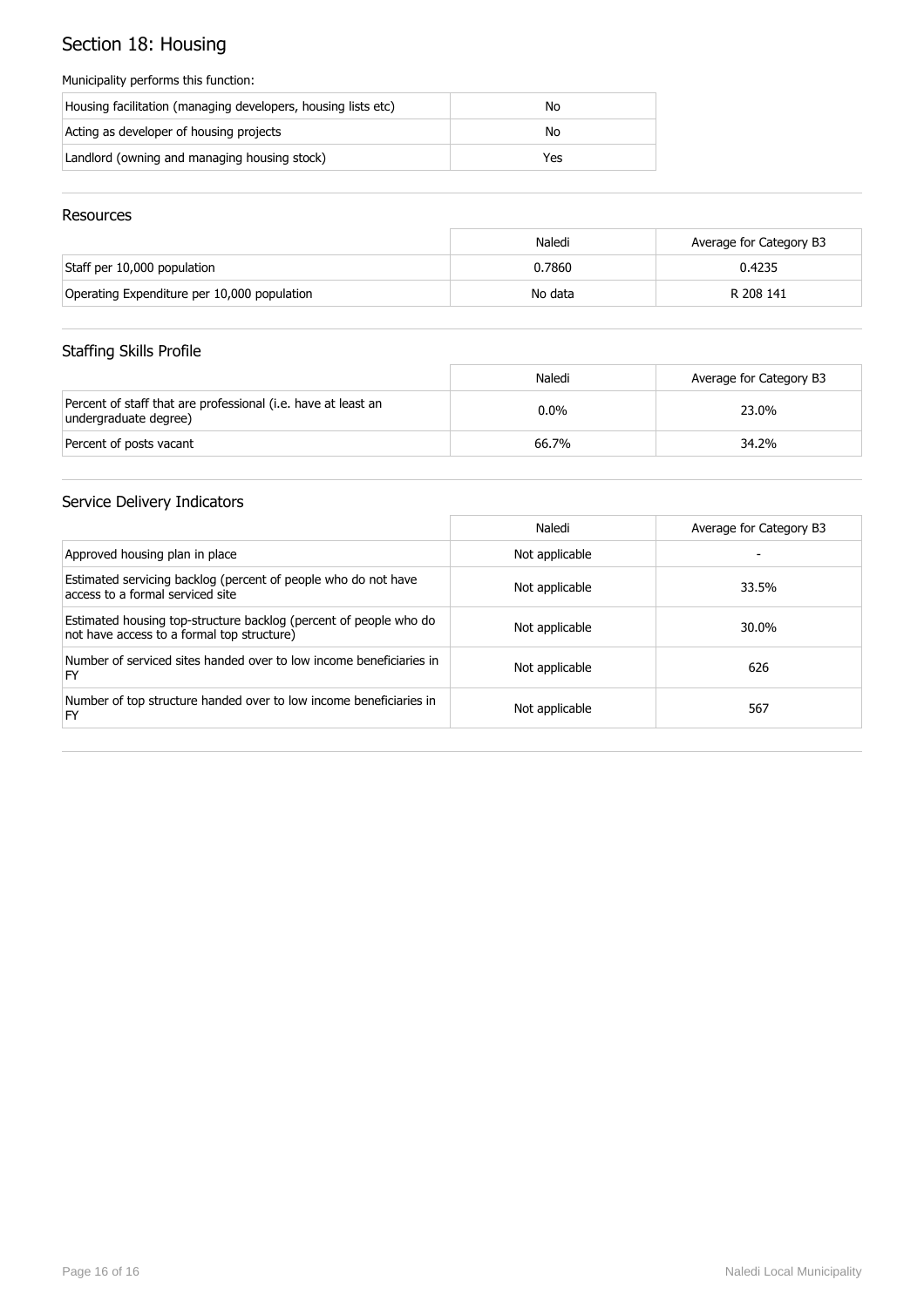## Section 18: Housing

Municipality performs this function:

| | |
|---|---|
| Housing facilitation (managing developers, housing lists etc) | No |
| Acting as developer of housing projects | No |
| Landlord (owning and managing housing stock) | Yes |

### Resources

| | Naledi | Average for Category B3 |
|---|---|---|
| Staff per 10,000 population | 0.7860 | 0.4235 |
| Operating Expenditure per 10,000 population | No data | R 208 141 |

### Staffing Skills Profile

| | Naledi | Average for Category B3 |
|---|---|---|
| Percent of staff that are professional (i.e. have at least an undergraduate degree) | 0.0% | 23.0% |
| Percent of posts vacant | 66.7% | 34.2% |

### Service Delivery Indicators

| | Naledi | Average for Category B3 |
|---|---|---|
| Approved housing plan in place | Not applicable | - |
| Estimated servicing backlog (percent of people who do not have access to a formal serviced site | Not applicable | 33.5% |
| Estimated housing top-structure backlog (percent of people who do not have access to a formal top structure) | Not applicable | 30.0% |
| Number of serviced sites handed over to low income beneficiaries in FY | Not applicable | 626 |
| Number of top structure handed over to low income beneficiaries in FY | Not applicable | 567 |